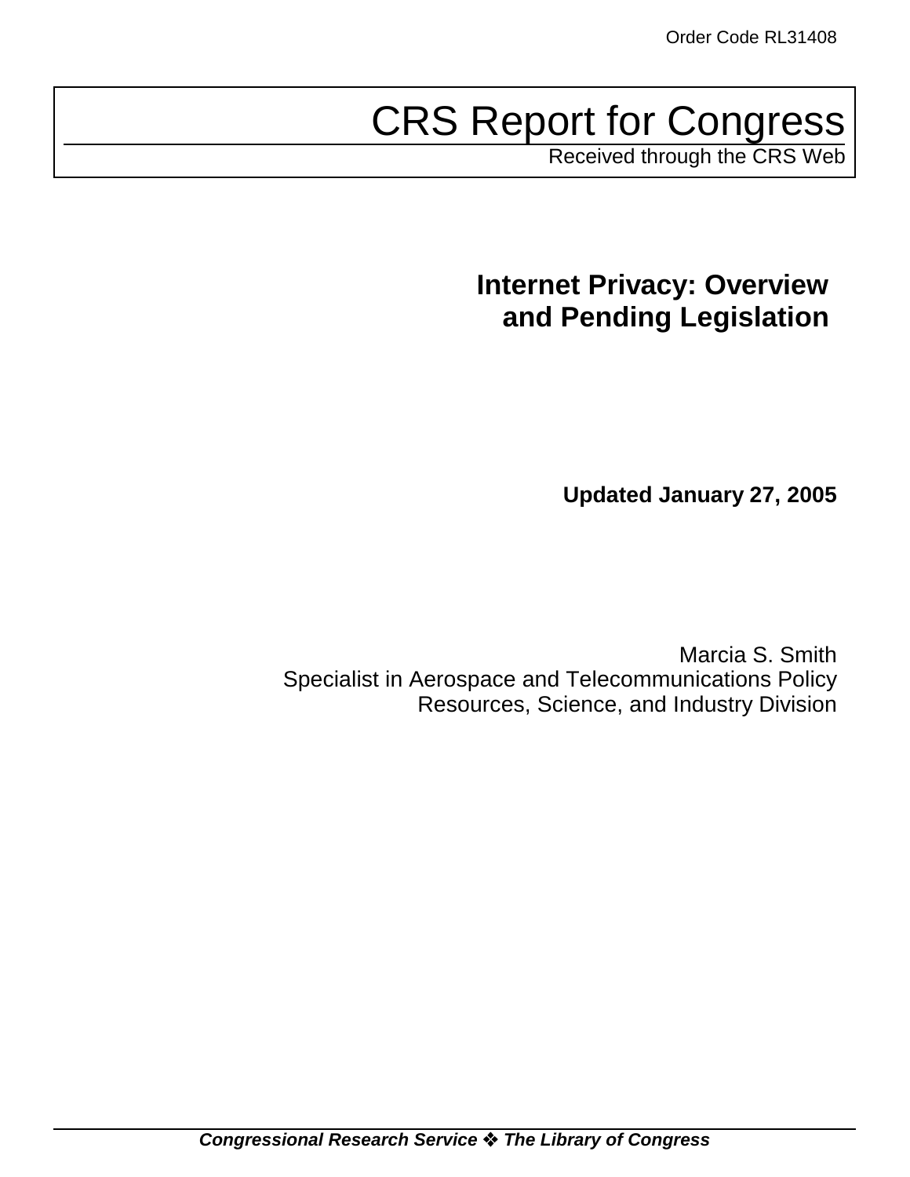Order Code RL31408

# CRS Report for Congress

Received through the CRS Web

## Internet Privacy: Overview and Pending Legislation

**Updated January 27, 2005**

Marcia S. Smith
Specialist in Aerospace and Telecommunications Policy
Resources, Science, and Industry Division

***Congressional Research Service ❖ The Library of Congress***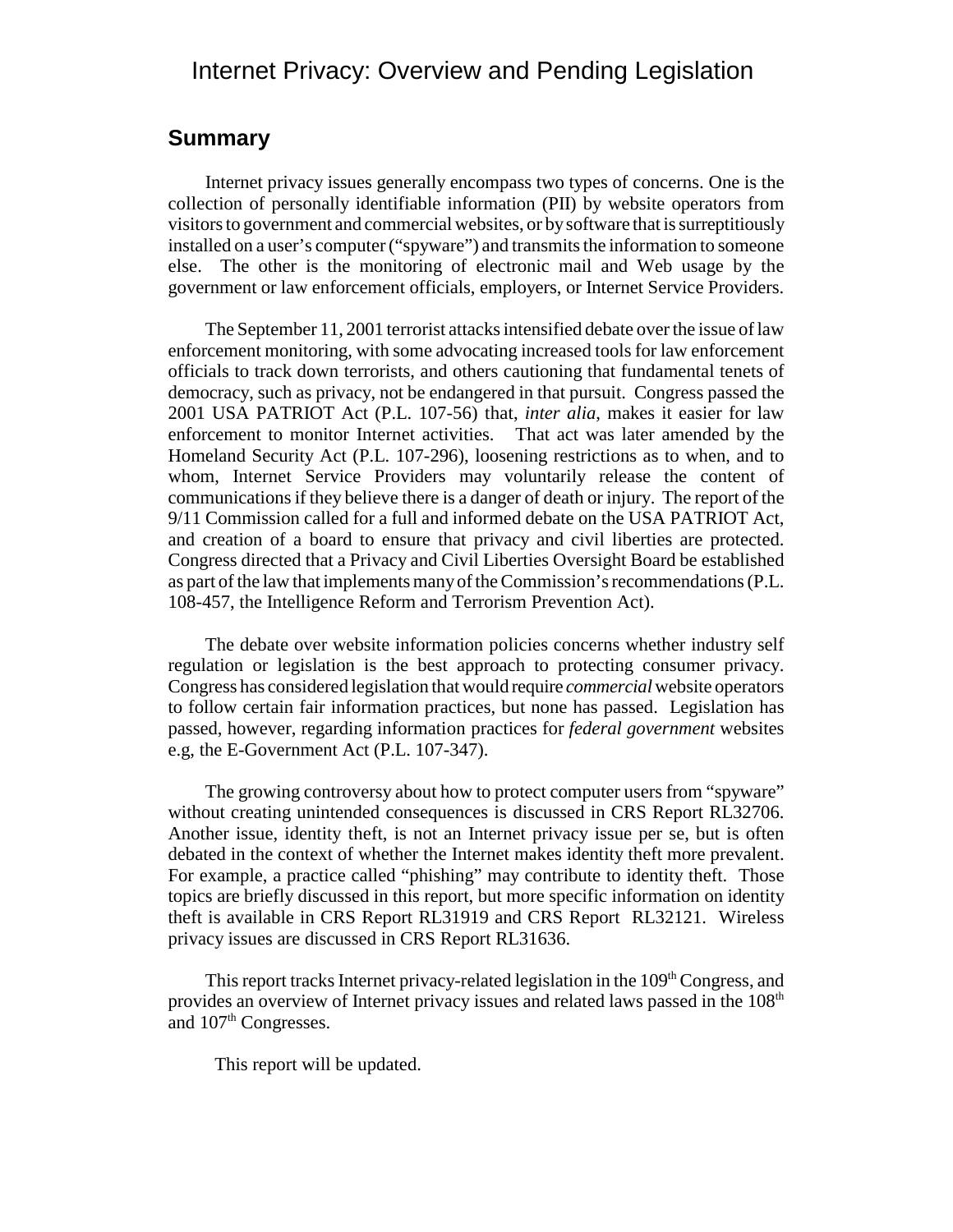# Internet Privacy: Overview and Pending Legislation

## Summary

Internet privacy issues generally encompass two types of concerns. One is the collection of personally identifiable information (PII) by website operators from visitors to government and commercial websites, or by software that is surreptitiously installed on a user's computer ("spyware") and transmits the information to someone else. The other is the monitoring of electronic mail and Web usage by the government or law enforcement officials, employers, or Internet Service Providers.

The September 11, 2001 terrorist attacks intensified debate over the issue of law enforcement monitoring, with some advocating increased tools for law enforcement officials to track down terrorists, and others cautioning that fundamental tenets of democracy, such as privacy, not be endangered in that pursuit. Congress passed the 2001 USA PATRIOT Act (P.L. 107-56) that, *inter alia*, makes it easier for law enforcement to monitor Internet activities. That act was later amended by the Homeland Security Act (P.L. 107-296), loosening restrictions as to when, and to whom, Internet Service Providers may voluntarily release the content of communications if they believe there is a danger of death or injury. The report of the 9/11 Commission called for a full and informed debate on the USA PATRIOT Act, and creation of a board to ensure that privacy and civil liberties are protected. Congress directed that a Privacy and Civil Liberties Oversight Board be established as part of the law that implements many of the Commission's recommendations (P.L. 108-457, the Intelligence Reform and Terrorism Prevention Act).

The debate over website information policies concerns whether industry self regulation or legislation is the best approach to protecting consumer privacy. Congress has considered legislation that would require *commercial* website operators to follow certain fair information practices, but none has passed. Legislation has passed, however, regarding information practices for *federal government* websites e.g, the E-Government Act (P.L. 107-347).

The growing controversy about how to protect computer users from "spyware" without creating unintended consequences is discussed in CRS Report RL32706. Another issue, identity theft, is not an Internet privacy issue per se, but is often debated in the context of whether the Internet makes identity theft more prevalent. For example, a practice called "phishing" may contribute to identity theft. Those topics are briefly discussed in this report, but more specific information on identity theft is available in CRS Report RL31919 and CRS Report RL32121. Wireless privacy issues are discussed in CRS Report RL31636.

This report tracks Internet privacy-related legislation in the 109th Congress, and provides an overview of Internet privacy issues and related laws passed in the 108th and 107th Congresses.

This report will be updated.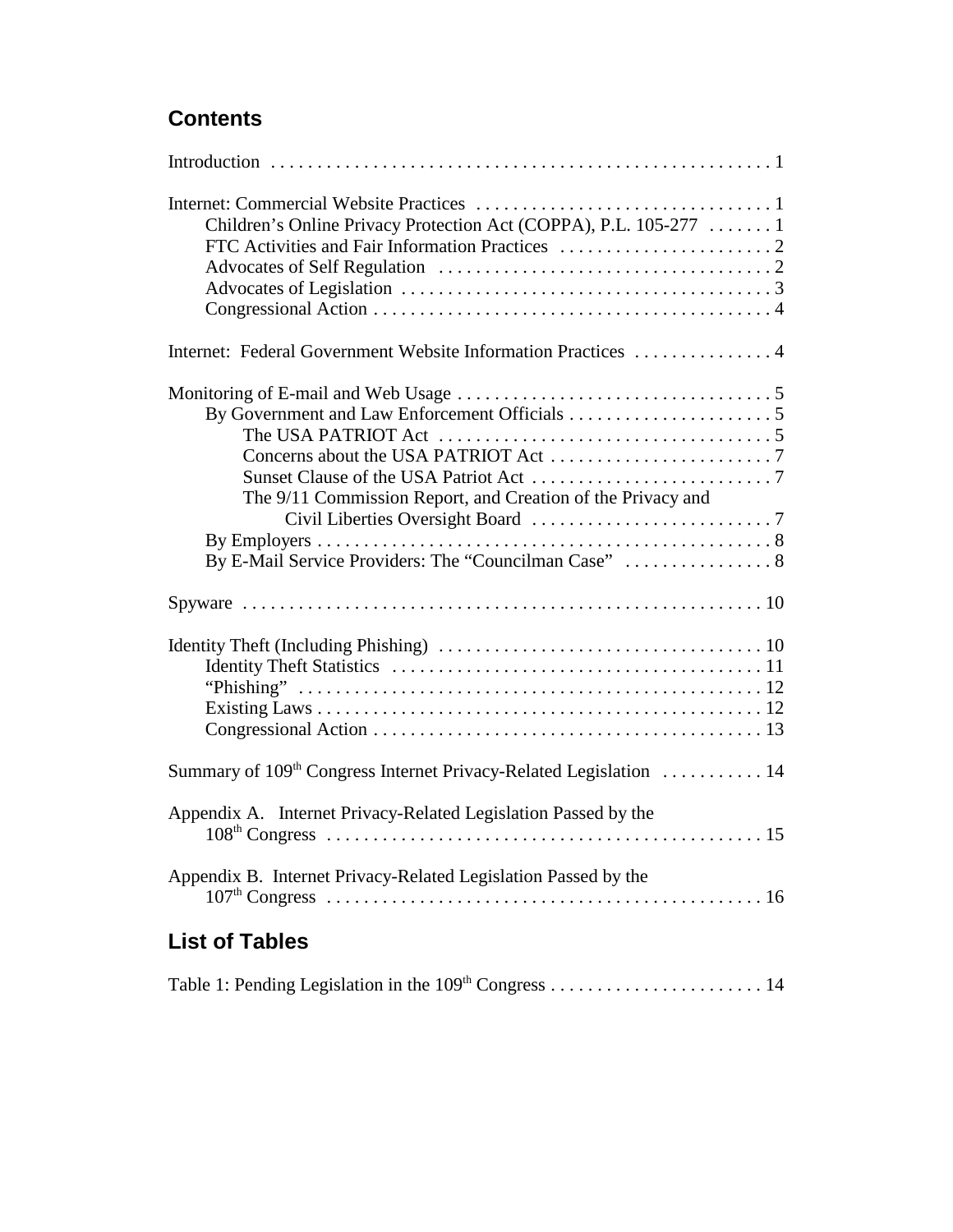## Contents

Introduction . . . . . 1

Internet: Commercial Website Practices . . . . . 1
- Children's Online Privacy Protection Act (COPPA), P.L. 105-277 . . . . . 1
- FTC Activities and Fair Information Practices . . . . . 2
- Advocates of Self Regulation . . . . . 2
- Advocates of Legislation . . . . . 3
- Congressional Action . . . . . 4

Internet: Federal Government Website Information Practices . . . . . 4

Monitoring of E-mail and Web Usage . . . . . 5
- By Government and Law Enforcement Officials . . . . . 5
  - The USA PATRIOT Act . . . . . 5
  - Concerns about the USA PATRIOT Act . . . . . 7
  - Sunset Clause of the USA Patriot Act . . . . . 7
  - The 9/11 Commission Report, and Creation of the Privacy and Civil Liberties Oversight Board . . . . . 7
- By Employers . . . . . 8
- By E-Mail Service Providers: The "Councilman Case" . . . . . 8

Spyware . . . . . 10

Identity Theft (Including Phishing) . . . . . 10
- Identity Theft Statistics . . . . . 11
- "Phishing" . . . . . 12
- Existing Laws . . . . . 12
- Congressional Action . . . . . 13

Summary of 109th Congress Internet Privacy-Related Legislation . . . . . 14

Appendix A. Internet Privacy-Related Legislation Passed by the 108th Congress . . . . . 15

Appendix B. Internet Privacy-Related Legislation Passed by the 107th Congress . . . . . 16

## List of Tables

Table 1: Pending Legislation in the 109th Congress . . . . . 14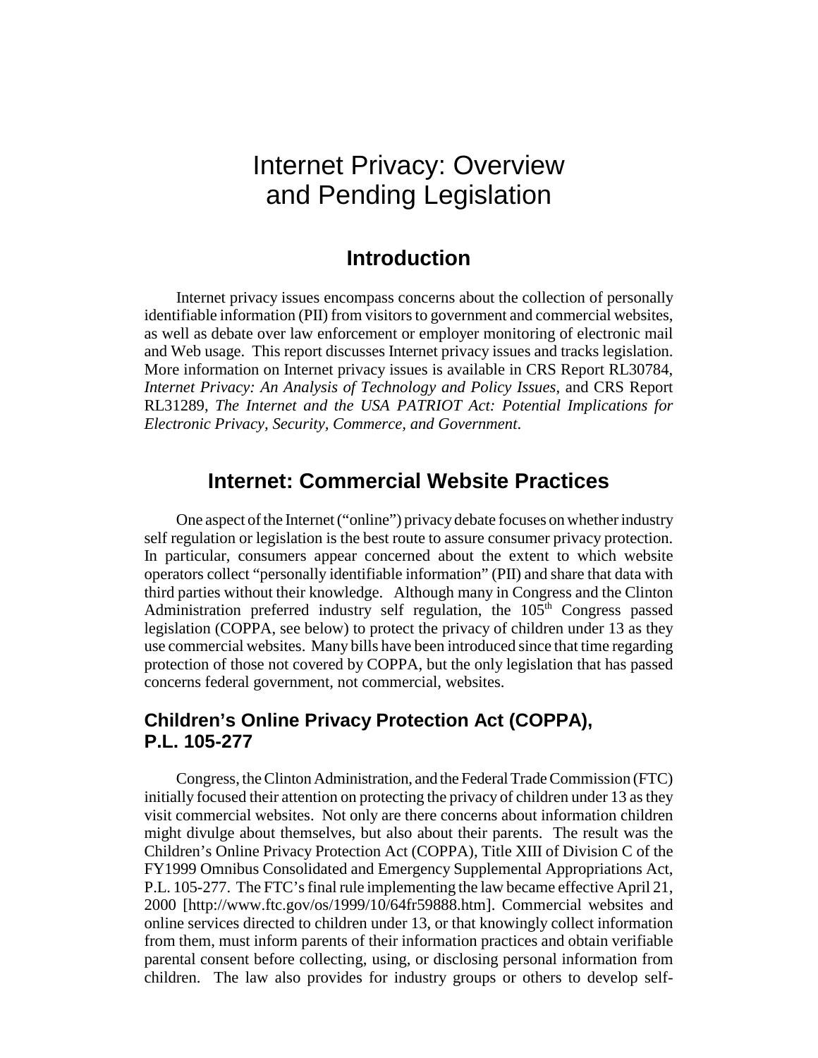# Internet Privacy: Overview and Pending Legislation

## Introduction

Internet privacy issues encompass concerns about the collection of personally identifiable information (PII) from visitors to government and commercial websites, as well as debate over law enforcement or employer monitoring of electronic mail and Web usage. This report discusses Internet privacy issues and tracks legislation. More information on Internet privacy issues is available in CRS Report RL30784, *Internet Privacy: An Analysis of Technology and Policy Issues*, and CRS Report RL31289, *The Internet and the USA PATRIOT Act: Potential Implications for Electronic Privacy, Security, Commerce, and Government*.

## Internet: Commercial Website Practices

One aspect of the Internet ("online") privacy debate focuses on whether industry self regulation or legislation is the best route to assure consumer privacy protection. In particular, consumers appear concerned about the extent to which website operators collect "personally identifiable information" (PII) and share that data with third parties without their knowledge. Although many in Congress and the Clinton Administration preferred industry self regulation, the 105th Congress passed legislation (COPPA, see below) to protect the privacy of children under 13 as they use commercial websites. Many bills have been introduced since that time regarding protection of those not covered by COPPA, but the only legislation that has passed concerns federal government, not commercial, websites.

### Children's Online Privacy Protection Act (COPPA), P.L. 105-277

Congress, the Clinton Administration, and the Federal Trade Commission (FTC) initially focused their attention on protecting the privacy of children under 13 as they visit commercial websites. Not only are there concerns about information children might divulge about themselves, but also about their parents. The result was the Children's Online Privacy Protection Act (COPPA), Title XIII of Division C of the FY1999 Omnibus Consolidated and Emergency Supplemental Appropriations Act, P.L. 105-277. The FTC's final rule implementing the law became effective April 21, 2000 [http://www.ftc.gov/os/1999/10/64fr59888.htm]. Commercial websites and online services directed to children under 13, or that knowingly collect information from them, must inform parents of their information practices and obtain verifiable parental consent before collecting, using, or disclosing personal information from children. The law also provides for industry groups or others to develop self-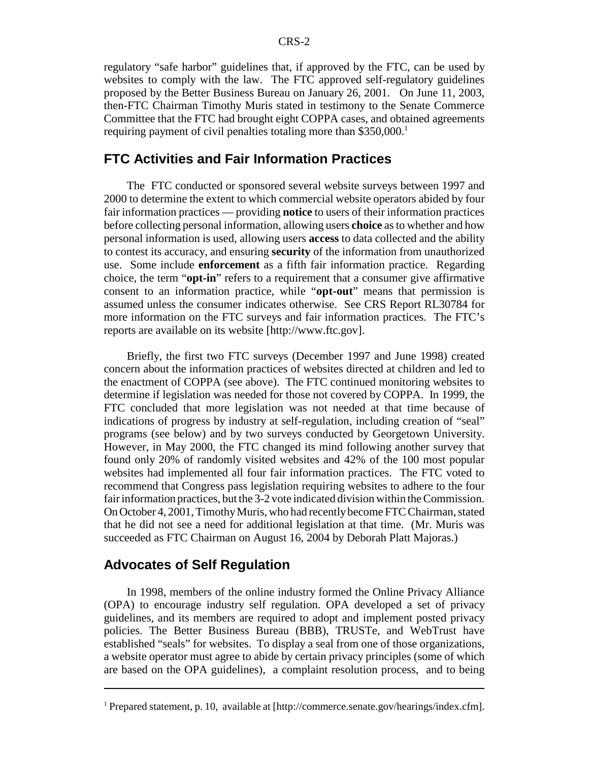regulatory "safe harbor" guidelines that, if approved by the FTC, can be used by websites to comply with the law. The FTC approved self-regulatory guidelines proposed by the Better Business Bureau on January 26, 2001. On June 11, 2003, then-FTC Chairman Timothy Muris stated in testimony to the Senate Commerce Committee that the FTC had brought eight COPPA cases, and obtained agreements requiring payment of civil penalties totaling more than $350,000.[1]

## FTC Activities and Fair Information Practices

The FTC conducted or sponsored several website surveys between 1997 and 2000 to determine the extent to which commercial website operators abided by four fair information practices — providing **notice** to users of their information practices before collecting personal information, allowing users **choice** as to whether and how personal information is used, allowing users **access** to data collected and the ability to contest its accuracy, and ensuring **security** of the information from unauthorized use. Some include **enforcement** as a fifth fair information practice. Regarding choice, the term "**opt-in**" refers to a requirement that a consumer give affirmative consent to an information practice, while "**opt-out**" means that permission is assumed unless the consumer indicates otherwise. See CRS Report RL30784 for more information on the FTC surveys and fair information practices. The FTC's reports are available on its website [http://www.ftc.gov].

Briefly, the first two FTC surveys (December 1997 and June 1998) created concern about the information practices of websites directed at children and led to the enactment of COPPA (see above). The FTC continued monitoring websites to determine if legislation was needed for those not covered by COPPA. In 1999, the FTC concluded that more legislation was not needed at that time because of indications of progress by industry at self-regulation, including creation of "seal" programs (see below) and by two surveys conducted by Georgetown University. However, in May 2000, the FTC changed its mind following another survey that found only 20% of randomly visited websites and 42% of the 100 most popular websites had implemented all four fair information practices. The FTC voted to recommend that Congress pass legislation requiring websites to adhere to the four fair information practices, but the 3-2 vote indicated division within the Commission. On October 4, 2001, Timothy Muris, who had recently become FTC Chairman, stated that he did not see a need for additional legislation at that time. (Mr. Muris was succeeded as FTC Chairman on August 16, 2004 by Deborah Platt Majoras.)

## Advocates of Self Regulation

In 1998, members of the online industry formed the Online Privacy Alliance (OPA) to encourage industry self regulation. OPA developed a set of privacy guidelines, and its members are required to adopt and implement posted privacy policies. The Better Business Bureau (BBB), TRUSTe, and WebTrust have established "seals" for websites. To display a seal from one of those organizations, a website operator must agree to abide by certain privacy principles (some of which are based on the OPA guidelines), a complaint resolution process, and to being

---

[1] Prepared statement, p. 10, available at [http://commerce.senate.gov/hearings/index.cfm].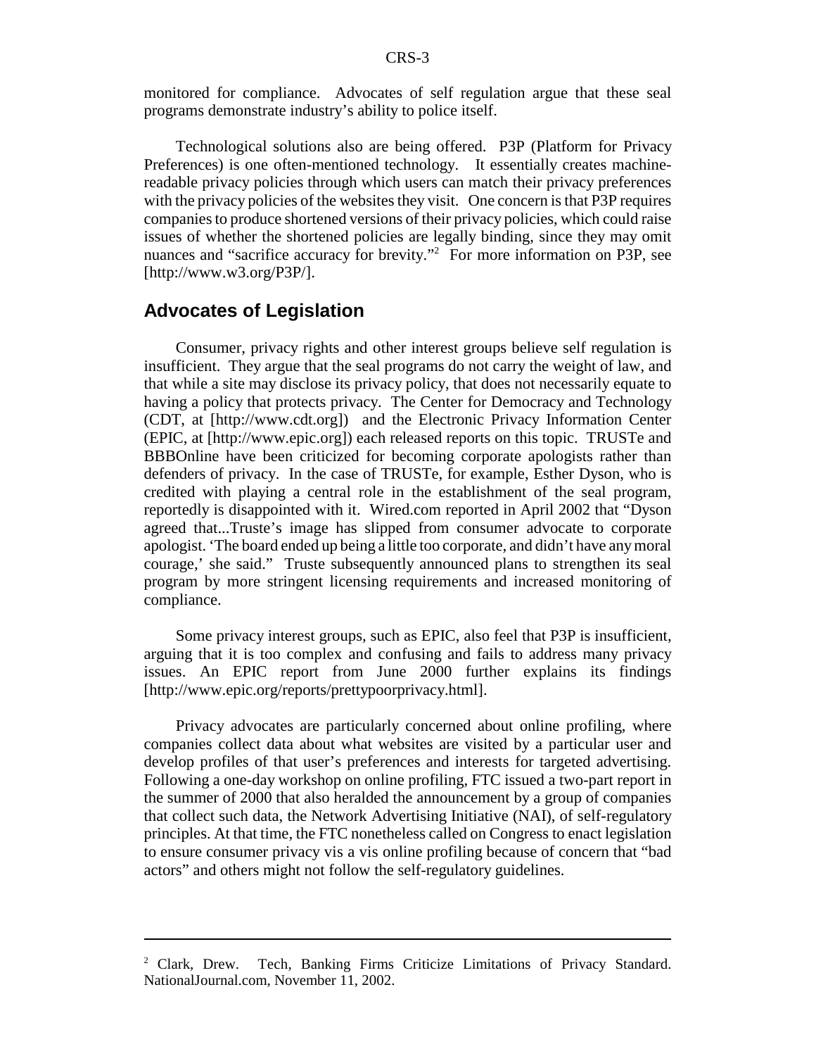monitored for compliance. Advocates of self regulation argue that these seal programs demonstrate industry's ability to police itself.

Technological solutions also are being offered. P3P (Platform for Privacy Preferences) is one often-mentioned technology. It essentially creates machine-readable privacy policies through which users can match their privacy preferences with the privacy policies of the websites they visit. One concern is that P3P requires companies to produce shortened versions of their privacy policies, which could raise issues of whether the shortened policies are legally binding, since they may omit nuances and "sacrifice accuracy for brevity."[2] For more information on P3P, see [http://www.w3.org/P3P/].

## Advocates of Legislation

Consumer, privacy rights and other interest groups believe self regulation is insufficient. They argue that the seal programs do not carry the weight of law, and that while a site may disclose its privacy policy, that does not necessarily equate to having a policy that protects privacy. The Center for Democracy and Technology (CDT, at [http://www.cdt.org]) and the Electronic Privacy Information Center (EPIC, at [http://www.epic.org]) each released reports on this topic. TRUSTe and BBBOnline have been criticized for becoming corporate apologists rather than defenders of privacy. In the case of TRUSTe, for example, Esther Dyson, who is credited with playing a central role in the establishment of the seal program, reportedly is disappointed with it. Wired.com reported in April 2002 that "Dyson agreed that...Truste's image has slipped from consumer advocate to corporate apologist. 'The board ended up being a little too corporate, and didn't have any moral courage,' she said." Truste subsequently announced plans to strengthen its seal program by more stringent licensing requirements and increased monitoring of compliance.

Some privacy interest groups, such as EPIC, also feel that P3P is insufficient, arguing that it is too complex and confusing and fails to address many privacy issues. An EPIC report from June 2000 further explains its findings [http://www.epic.org/reports/prettypoorprivacy.html].

Privacy advocates are particularly concerned about online profiling, where companies collect data about what websites are visited by a particular user and develop profiles of that user's preferences and interests for targeted advertising. Following a one-day workshop on online profiling, FTC issued a two-part report in the summer of 2000 that also heralded the announcement by a group of companies that collect such data, the Network Advertising Initiative (NAI), of self-regulatory principles. At that time, the FTC nonetheless called on Congress to enact legislation to ensure consumer privacy vis a vis online profiling because of concern that "bad actors" and others might not follow the self-regulatory guidelines.

---

[2] Clark, Drew. Tech, Banking Firms Criticize Limitations of Privacy Standard. NationalJournal.com, November 11, 2002.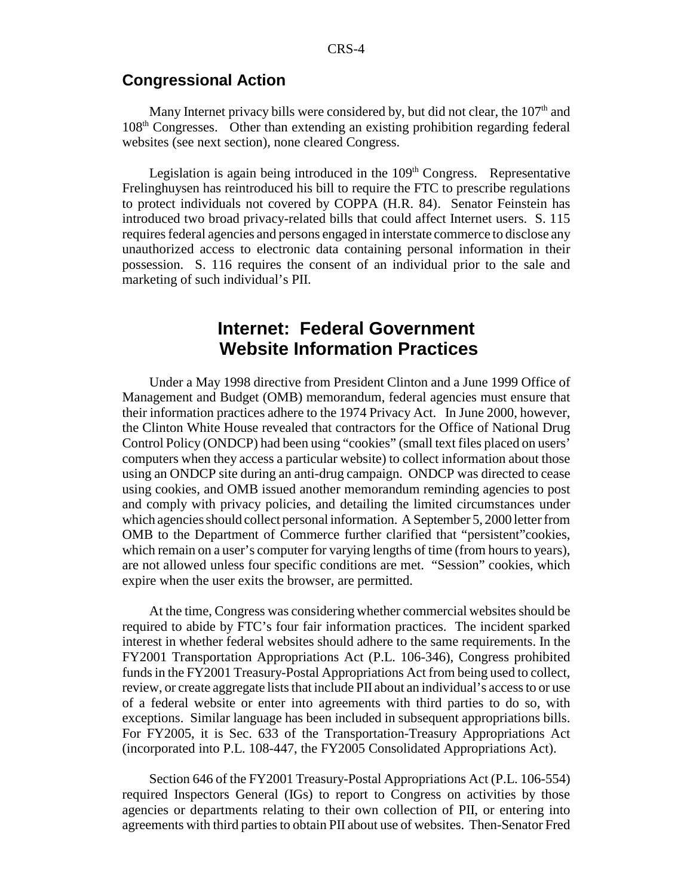## Congressional Action

Many Internet privacy bills were considered by, but did not clear, the 107th and 108th Congresses. Other than extending an existing prohibition regarding federal websites (see next section), none cleared Congress.

Legislation is again being introduced in the 109th Congress. Representative Frelinghuysen has reintroduced his bill to require the FTC to prescribe regulations to protect individuals not covered by COPPA (H.R. 84). Senator Feinstein has introduced two broad privacy-related bills that could affect Internet users. S. 115 requires federal agencies and persons engaged in interstate commerce to disclose any unauthorized access to electronic data containing personal information in their possession. S. 116 requires the consent of an individual prior to the sale and marketing of such individual's PII.

# Internet: Federal Government Website Information Practices

Under a May 1998 directive from President Clinton and a June 1999 Office of Management and Budget (OMB) memorandum, federal agencies must ensure that their information practices adhere to the 1974 Privacy Act. In June 2000, however, the Clinton White House revealed that contractors for the Office of National Drug Control Policy (ONDCP) had been using "cookies" (small text files placed on users' computers when they access a particular website) to collect information about those using an ONDCP site during an anti-drug campaign. ONDCP was directed to cease using cookies, and OMB issued another memorandum reminding agencies to post and comply with privacy policies, and detailing the limited circumstances under which agencies should collect personal information. A September 5, 2000 letter from OMB to the Department of Commerce further clarified that "persistent"cookies, which remain on a user's computer for varying lengths of time (from hours to years), are not allowed unless four specific conditions are met. "Session" cookies, which expire when the user exits the browser, are permitted.

At the time, Congress was considering whether commercial websites should be required to abide by FTC's four fair information practices. The incident sparked interest in whether federal websites should adhere to the same requirements. In the FY2001 Transportation Appropriations Act (P.L. 106-346), Congress prohibited funds in the FY2001 Treasury-Postal Appropriations Act from being used to collect, review, or create aggregate lists that include PII about an individual's access to or use of a federal website or enter into agreements with third parties to do so, with exceptions. Similar language has been included in subsequent appropriations bills. For FY2005, it is Sec. 633 of the Transportation-Treasury Appropriations Act (incorporated into P.L. 108-447, the FY2005 Consolidated Appropriations Act).

Section 646 of the FY2001 Treasury-Postal Appropriations Act (P.L. 106-554) required Inspectors General (IGs) to report to Congress on activities by those agencies or departments relating to their own collection of PII, or entering into agreements with third parties to obtain PII about use of websites. Then-Senator Fred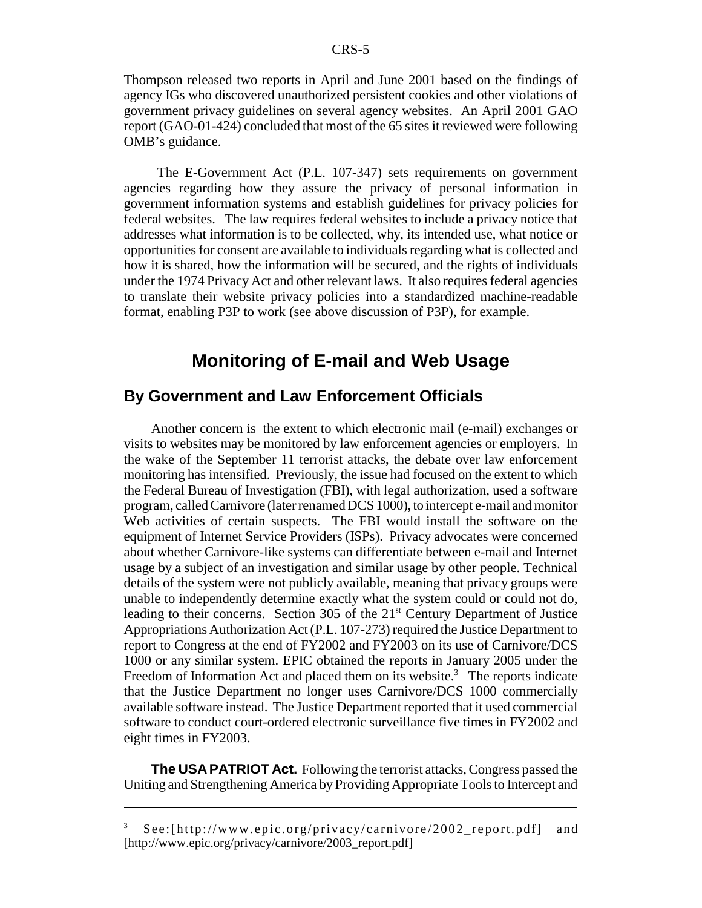Thompson released two reports in April and June 2001 based on the findings of agency IGs who discovered unauthorized persistent cookies and other violations of government privacy guidelines on several agency websites. An April 2001 GAO report (GAO-01-424) concluded that most of the 65 sites it reviewed were following OMB's guidance.

The E-Government Act (P.L. 107-347) sets requirements on government agencies regarding how they assure the privacy of personal information in government information systems and establish guidelines for privacy policies for federal websites. The law requires federal websites to include a privacy notice that addresses what information is to be collected, why, its intended use, what notice or opportunities for consent are available to individuals regarding what is collected and how it is shared, how the information will be secured, and the rights of individuals under the 1974 Privacy Act and other relevant laws. It also requires federal agencies to translate their website privacy policies into a standardized machine-readable format, enabling P3P to work (see above discussion of P3P), for example.

# Monitoring of E-mail and Web Usage

## By Government and Law Enforcement Officials

Another concern is the extent to which electronic mail (e-mail) exchanges or visits to websites may be monitored by law enforcement agencies or employers. In the wake of the September 11 terrorist attacks, the debate over law enforcement monitoring has intensified. Previously, the issue had focused on the extent to which the Federal Bureau of Investigation (FBI), with legal authorization, used a software program, called Carnivore (later renamed DCS 1000), to intercept e-mail and monitor Web activities of certain suspects. The FBI would install the software on the equipment of Internet Service Providers (ISPs). Privacy advocates were concerned about whether Carnivore-like systems can differentiate between e-mail and Internet usage by a subject of an investigation and similar usage by other people. Technical details of the system were not publicly available, meaning that privacy groups were unable to independently determine exactly what the system could or could not do, leading to their concerns. Section 305 of the 21st Century Department of Justice Appropriations Authorization Act (P.L. 107-273) required the Justice Department to report to Congress at the end of FY2002 and FY2003 on its use of Carnivore/DCS 1000 or any similar system. EPIC obtained the reports in January 2005 under the Freedom of Information Act and placed them on its website.[3] The reports indicate that the Justice Department no longer uses Carnivore/DCS 1000 commercially available software instead. The Justice Department reported that it used commercial software to conduct court-ordered electronic surveillance five times in FY2002 and eight times in FY2003.

**The USA PATRIOT Act.** Following the terrorist attacks, Congress passed the Uniting and Strengthening America by Providing Appropriate Tools to Intercept and

---

[3] See:[http://www.epic.org/privacy/carnivore/2002_report.pdf] and [http://www.epic.org/privacy/carnivore/2003_report.pdf]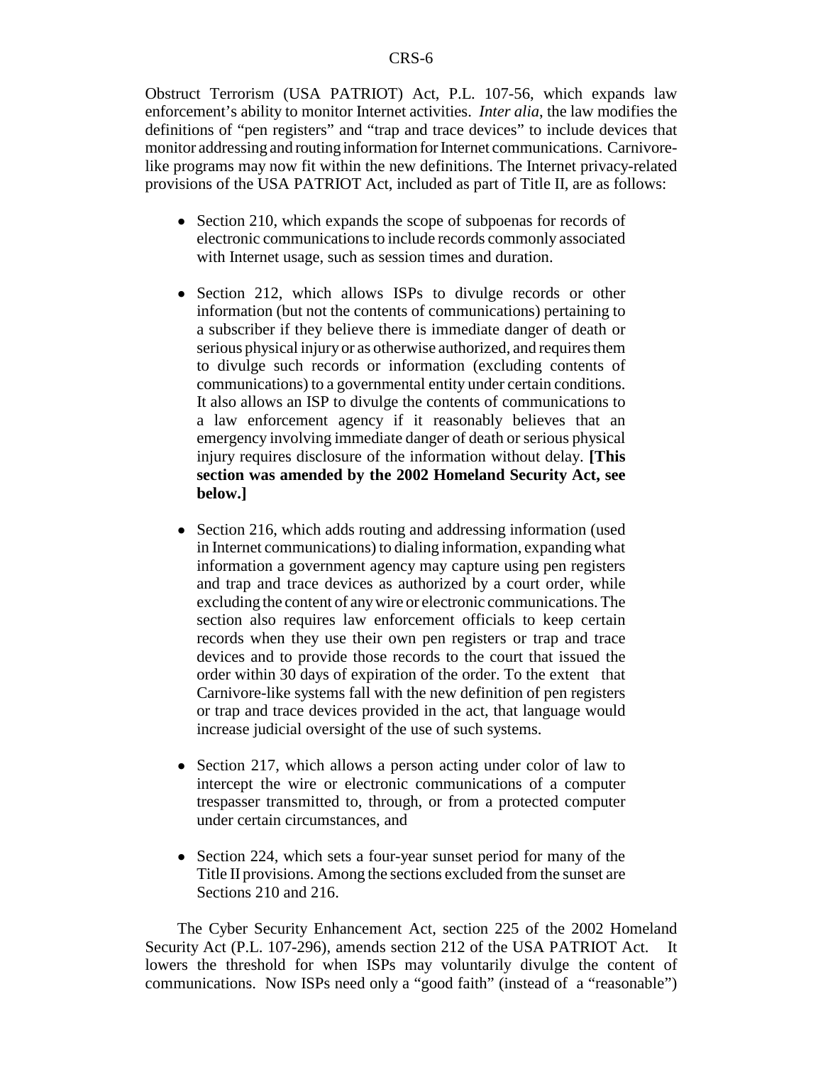Obstruct Terrorism (USA PATRIOT) Act, P.L. 107-56, which expands law enforcement's ability to monitor Internet activities. *Inter alia*, the law modifies the definitions of "pen registers" and "trap and trace devices" to include devices that monitor addressing and routing information for Internet communications. Carnivore-like programs may now fit within the new definitions. The Internet privacy-related provisions of the USA PATRIOT Act, included as part of Title II, are as follows:

- Section 210, which expands the scope of subpoenas for records of electronic communications to include records commonly associated with Internet usage, such as session times and duration.

- Section 212, which allows ISPs to divulge records or other information (but not the contents of communications) pertaining to a subscriber if they believe there is immediate danger of death or serious physical injury or as otherwise authorized, and requires them to divulge such records or information (excluding contents of communications) to a governmental entity under certain conditions. It also allows an ISP to divulge the contents of communications to a law enforcement agency if it reasonably believes that an emergency involving immediate danger of death or serious physical injury requires disclosure of the information without delay. **[This section was amended by the 2002 Homeland Security Act, see below.]**

- Section 216, which adds routing and addressing information (used in Internet communications) to dialing information, expanding what information a government agency may capture using pen registers and trap and trace devices as authorized by a court order, while excluding the content of any wire or electronic communications. The section also requires law enforcement officials to keep certain records when they use their own pen registers or trap and trace devices and to provide those records to the court that issued the order within 30 days of expiration of the order. To the extent that Carnivore-like systems fall with the new definition of pen registers or trap and trace devices provided in the act, that language would increase judicial oversight of the use of such systems.

- Section 217, which allows a person acting under color of law to intercept the wire or electronic communications of a computer trespasser transmitted to, through, or from a protected computer under certain circumstances, and

- Section 224, which sets a four-year sunset period for many of the Title II provisions. Among the sections excluded from the sunset are Sections 210 and 216.

The Cyber Security Enhancement Act, section 225 of the 2002 Homeland Security Act (P.L. 107-296), amends section 212 of the USA PATRIOT Act. It lowers the threshold for when ISPs may voluntarily divulge the content of communications. Now ISPs need only a "good faith" (instead of a "reasonable")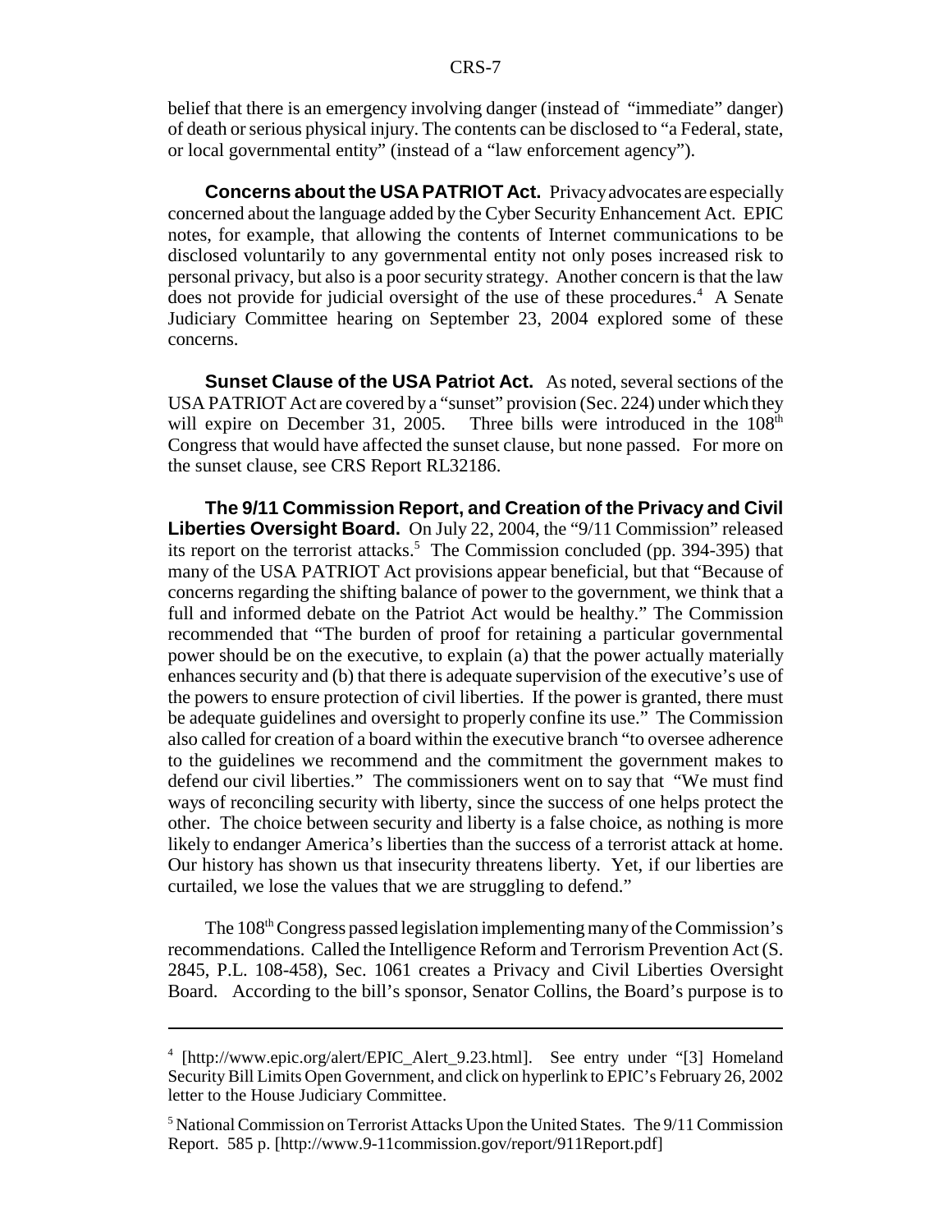belief that there is an emergency involving danger (instead of "immediate" danger) of death or serious physical injury. The contents can be disclosed to "a Federal, state, or local governmental entity" (instead of a "law enforcement agency").

**Concerns about the USA PATRIOT Act.** Privacy advocates are especially concerned about the language added by the Cyber Security Enhancement Act. EPIC notes, for example, that allowing the contents of Internet communications to be disclosed voluntarily to any governmental entity not only poses increased risk to personal privacy, but also is a poor security strategy. Another concern is that the law does not provide for judicial oversight of the use of these procedures.[4] A Senate Judiciary Committee hearing on September 23, 2004 explored some of these concerns.

**Sunset Clause of the USA Patriot Act.** As noted, several sections of the USA PATRIOT Act are covered by a "sunset" provision (Sec. 224) under which they will expire on December 31, 2005. Three bills were introduced in the 108th Congress that would have affected the sunset clause, but none passed. For more on the sunset clause, see CRS Report RL32186.

**The 9/11 Commission Report, and Creation of the Privacy and Civil Liberties Oversight Board.** On July 22, 2004, the "9/11 Commission" released its report on the terrorist attacks.[5] The Commission concluded (pp. 394-395) that many of the USA PATRIOT Act provisions appear beneficial, but that "Because of concerns regarding the shifting balance of power to the government, we think that a full and informed debate on the Patriot Act would be healthy." The Commission recommended that "The burden of proof for retaining a particular governmental power should be on the executive, to explain (a) that the power actually materially enhances security and (b) that there is adequate supervision of the executive's use of the powers to ensure protection of civil liberties. If the power is granted, there must be adequate guidelines and oversight to properly confine its use." The Commission also called for creation of a board within the executive branch "to oversee adherence to the guidelines we recommend and the commitment the government makes to defend our civil liberties." The commissioners went on to say that "We must find ways of reconciling security with liberty, since the success of one helps protect the other. The choice between security and liberty is a false choice, as nothing is more likely to endanger America's liberties than the success of a terrorist attack at home. Our history has shown us that insecurity threatens liberty. Yet, if our liberties are curtailed, we lose the values that we are struggling to defend."

The 108th Congress passed legislation implementing many of the Commission's recommendations. Called the Intelligence Reform and Terrorism Prevention Act (S. 2845, P.L. 108-458), Sec. 1061 creates a Privacy and Civil Liberties Oversight Board. According to the bill's sponsor, Senator Collins, the Board's purpose is to

---

[4] [http://www.epic.org/alert/EPIC_Alert_9.23.html]. See entry under "[3] Homeland Security Bill Limits Open Government, and click on hyperlink to EPIC's February 26, 2002 letter to the House Judiciary Committee.

[5] National Commission on Terrorist Attacks Upon the United States. The 9/11 Commission Report. 585 p. [http://www.9-11commission.gov/report/911Report.pdf]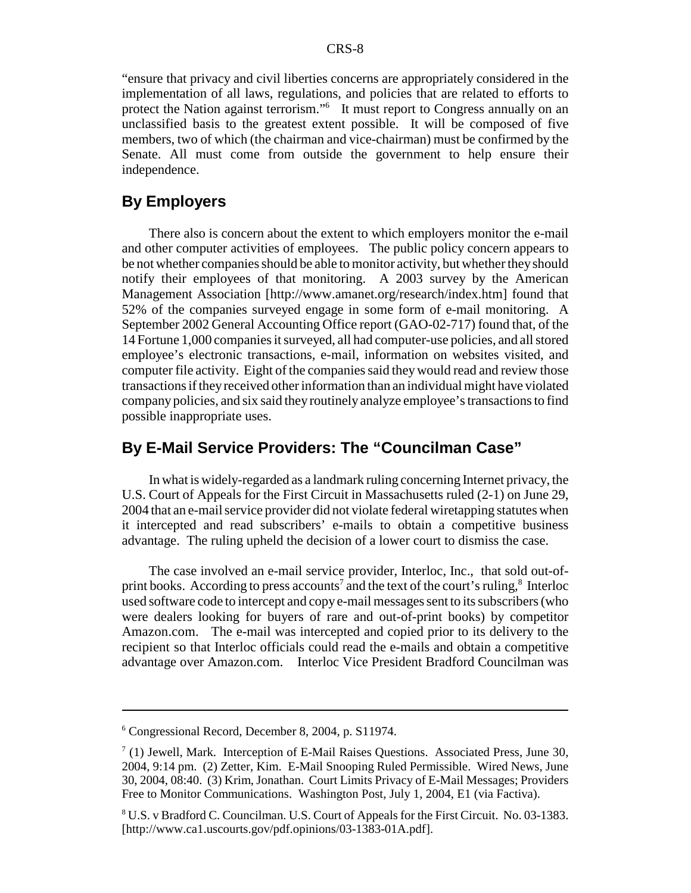"ensure that privacy and civil liberties concerns are appropriately considered in the implementation of all laws, regulations, and policies that are related to efforts to protect the Nation against terrorism."[6] It must report to Congress annually on an unclassified basis to the greatest extent possible. It will be composed of five members, two of which (the chairman and vice-chairman) must be confirmed by the Senate. All must come from outside the government to help ensure their independence.

## By Employers

There also is concern about the extent to which employers monitor the e-mail and other computer activities of employees. The public policy concern appears to be not whether companies should be able to monitor activity, but whether they should notify their employees of that monitoring. A 2003 survey by the American Management Association [http://www.amanet.org/research/index.htm] found that 52% of the companies surveyed engage in some form of e-mail monitoring. A September 2002 General Accounting Office report (GAO-02-717) found that, of the 14 Fortune 1,000 companies it surveyed, all had computer-use policies, and all stored employee's electronic transactions, e-mail, information on websites visited, and computer file activity. Eight of the companies said they would read and review those transactions if they received other information than an individual might have violated company policies, and six said they routinely analyze employee's transactions to find possible inappropriate uses.

## By E-Mail Service Providers: The "Councilman Case"

In what is widely-regarded as a landmark ruling concerning Internet privacy, the U.S. Court of Appeals for the First Circuit in Massachusetts ruled (2-1) on June 29, 2004 that an e-mail service provider did not violate federal wiretapping statutes when it intercepted and read subscribers' e-mails to obtain a competitive business advantage. The ruling upheld the decision of a lower court to dismiss the case.

The case involved an e-mail service provider, Interloc, Inc., that sold out-of-print books. According to press accounts[7] and the text of the court's ruling,[8] Interloc used software code to intercept and copy e-mail messages sent to its subscribers (who were dealers looking for buyers of rare and out-of-print books) by competitor Amazon.com. The e-mail was intercepted and copied prior to its delivery to the recipient so that Interloc officials could read the e-mails and obtain a competitive advantage over Amazon.com. Interloc Vice President Bradford Councilman was

---

[6] Congressional Record, December 8, 2004, p. S11974.

[7] (1) Jewell, Mark. Interception of E-Mail Raises Questions. Associated Press, June 30, 2004, 9:14 pm. (2) Zetter, Kim. E-Mail Snooping Ruled Permissible. Wired News, June 30, 2004, 08:40. (3) Krim, Jonathan. Court Limits Privacy of E-Mail Messages; Providers Free to Monitor Communications. Washington Post, July 1, 2004, E1 (via Factiva).

[8] U.S. v Bradford C. Councilman. U.S. Court of Appeals for the First Circuit. No. 03-1383. [http://www.ca1.uscourts.gov/pdf.opinions/03-1383-01A.pdf].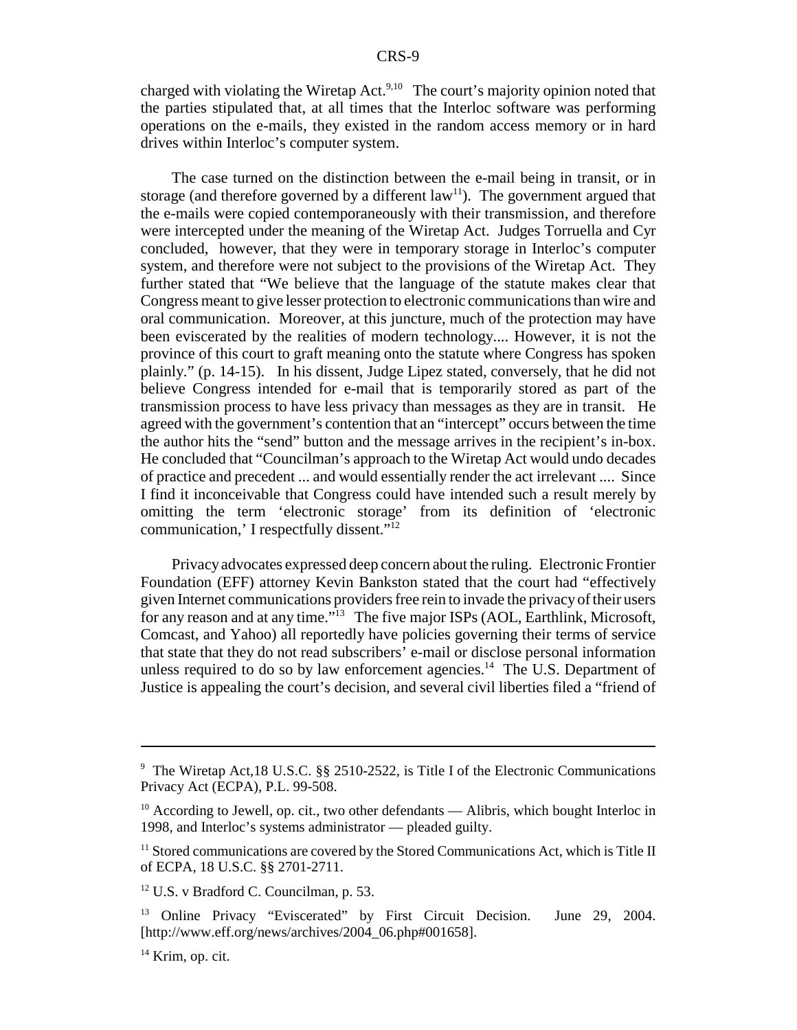charged with violating the Wiretap Act.[9,10] The court's majority opinion noted that the parties stipulated that, at all times that the Interloc software was performing operations on the e-mails, they existed in the random access memory or in hard drives within Interloc's computer system.

The case turned on the distinction between the e-mail being in transit, or in storage (and therefore governed by a different law[11]). The government argued that the e-mails were copied contemporaneously with their transmission, and therefore were intercepted under the meaning of the Wiretap Act. Judges Torruella and Cyr concluded, however, that they were in temporary storage in Interloc's computer system, and therefore were not subject to the provisions of the Wiretap Act. They further stated that "We believe that the language of the statute makes clear that Congress meant to give lesser protection to electronic communications than wire and oral communication. Moreover, at this juncture, much of the protection may have been eviscerated by the realities of modern technology.... However, it is not the province of this court to graft meaning onto the statute where Congress has spoken plainly." (p. 14-15). In his dissent, Judge Lipez stated, conversely, that he did not believe Congress intended for e-mail that is temporarily stored as part of the transmission process to have less privacy than messages as they are in transit. He agreed with the government's contention that an "intercept" occurs between the time the author hits the "send" button and the message arrives in the recipient's in-box. He concluded that "Councilman's approach to the Wiretap Act would undo decades of practice and precedent ... and would essentially render the act irrelevant .... Since I find it inconceivable that Congress could have intended such a result merely by omitting the term 'electronic storage' from its definition of 'electronic communication,' I respectfully dissent."[12]

Privacy advocates expressed deep concern about the ruling. Electronic Frontier Foundation (EFF) attorney Kevin Bankston stated that the court had "effectively given Internet communications providers free rein to invade the privacy of their users for any reason and at any time."[13] The five major ISPs (AOL, Earthlink, Microsoft, Comcast, and Yahoo) all reportedly have policies governing their terms of service that state that they do not read subscribers' e-mail or disclose personal information unless required to do so by law enforcement agencies.[14] The U.S. Department of Justice is appealing the court's decision, and several civil liberties filed a "friend of

---

[9] The Wiretap Act,18 U.S.C. §§ 2510-2522, is Title I of the Electronic Communications Privacy Act (ECPA), P.L. 99-508.

[10] According to Jewell, op. cit., two other defendants — Alibris, which bought Interloc in 1998, and Interloc's systems administrator — pleaded guilty.

[11] Stored communications are covered by the Stored Communications Act, which is Title II of ECPA, 18 U.S.C. §§ 2701-2711.

[12] U.S. v Bradford C. Councilman, p. 53.

[13] Online Privacy "Eviscerated" by First Circuit Decision. June 29, 2004. [http://www.eff.org/news/archives/2004_06.php#001658].

[14] Krim, op. cit.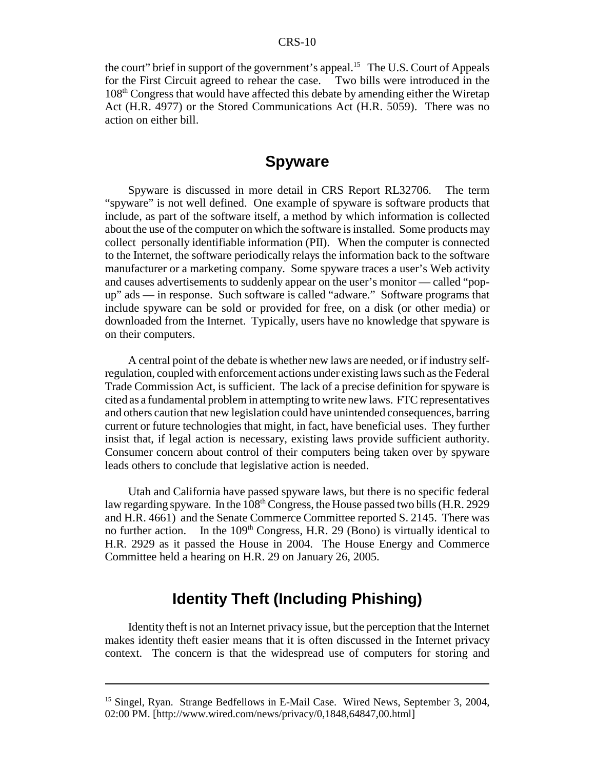the court" brief in support of the government's appeal.[15] The U.S. Court of Appeals for the First Circuit agreed to rehear the case. Two bills were introduced in the 108th Congress that would have affected this debate by amending either the Wiretap Act (H.R. 4977) or the Stored Communications Act (H.R. 5059). There was no action on either bill.

## Spyware

Spyware is discussed in more detail in CRS Report RL32706. The term "spyware" is not well defined. One example of spyware is software products that include, as part of the software itself, a method by which information is collected about the use of the computer on which the software is installed. Some products may collect personally identifiable information (PII). When the computer is connected to the Internet, the software periodically relays the information back to the software manufacturer or a marketing company. Some spyware traces a user's Web activity and causes advertisements to suddenly appear on the user's monitor — called "pop-up" ads — in response. Such software is called "adware." Software programs that include spyware can be sold or provided for free, on a disk (or other media) or downloaded from the Internet. Typically, users have no knowledge that spyware is on their computers.

A central point of the debate is whether new laws are needed, or if industry self-regulation, coupled with enforcement actions under existing laws such as the Federal Trade Commission Act, is sufficient. The lack of a precise definition for spyware is cited as a fundamental problem in attempting to write new laws. FTC representatives and others caution that new legislation could have unintended consequences, barring current or future technologies that might, in fact, have beneficial uses. They further insist that, if legal action is necessary, existing laws provide sufficient authority. Consumer concern about control of their computers being taken over by spyware leads others to conclude that legislative action is needed.

Utah and California have passed spyware laws, but there is no specific federal law regarding spyware. In the 108th Congress, the House passed two bills (H.R. 2929 and H.R. 4661) and the Senate Commerce Committee reported S. 2145. There was no further action. In the 109th Congress, H.R. 29 (Bono) is virtually identical to H.R. 2929 as it passed the House in 2004. The House Energy and Commerce Committee held a hearing on H.R. 29 on January 26, 2005.

## Identity Theft (Including Phishing)

Identity theft is not an Internet privacy issue, but the perception that the Internet makes identity theft easier means that it is often discussed in the Internet privacy context. The concern is that the widespread use of computers for storing and

---

[15] Singel, Ryan. Strange Bedfellows in E-Mail Case. Wired News, September 3, 2004, 02:00 PM. [http://www.wired.com/news/privacy/0,1848,64847,00.html]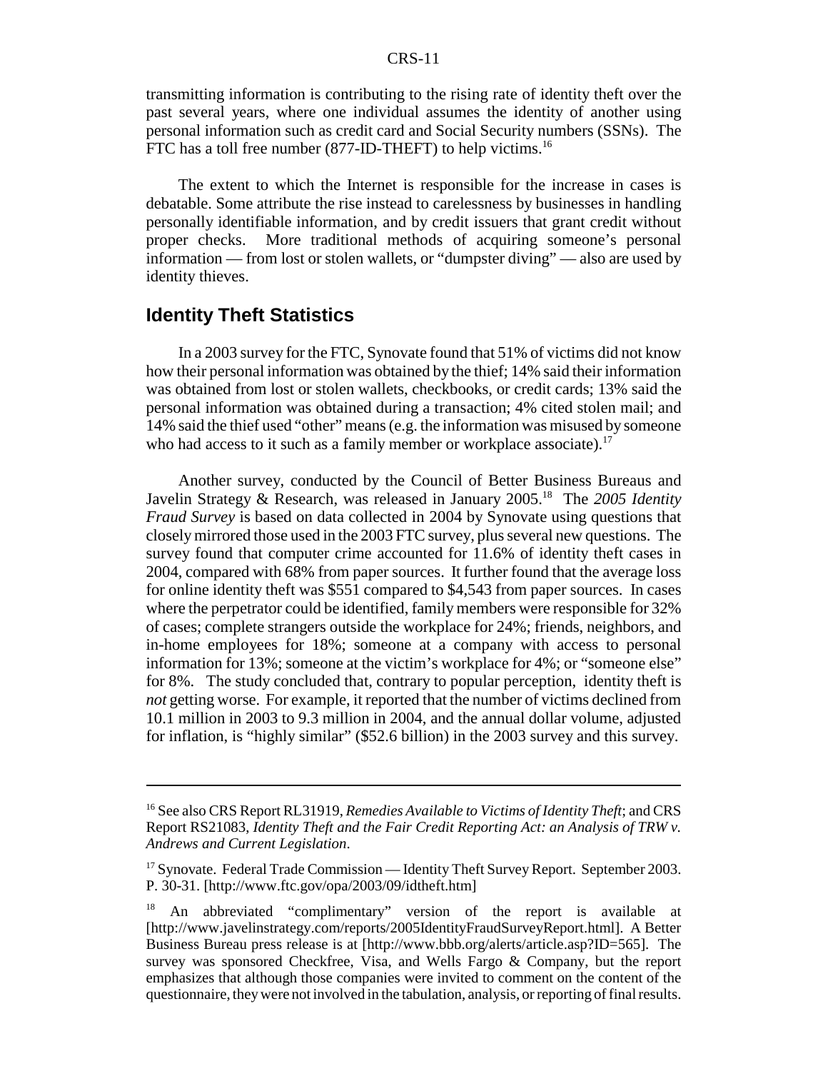transmitting information is contributing to the rising rate of identity theft over the past several years, where one individual assumes the identity of another using personal information such as credit card and Social Security numbers (SSNs). The FTC has a toll free number (877-ID-THEFT) to help victims.[16]

The extent to which the Internet is responsible for the increase in cases is debatable. Some attribute the rise instead to carelessness by businesses in handling personally identifiable information, and by credit issuers that grant credit without proper checks. More traditional methods of acquiring someone's personal information — from lost or stolen wallets, or "dumpster diving" — also are used by identity thieves.

## Identity Theft Statistics

In a 2003 survey for the FTC, Synovate found that 51% of victims did not know how their personal information was obtained by the thief; 14% said their information was obtained from lost or stolen wallets, checkbooks, or credit cards; 13% said the personal information was obtained during a transaction; 4% cited stolen mail; and 14% said the thief used "other" means (e.g. the information was misused by someone who had access to it such as a family member or workplace associate).[17]

Another survey, conducted by the Council of Better Business Bureaus and Javelin Strategy & Research, was released in January 2005.[18] The *2005 Identity Fraud Survey* is based on data collected in 2004 by Synovate using questions that closely mirrored those used in the 2003 FTC survey, plus several new questions. The survey found that computer crime accounted for 11.6% of identity theft cases in 2004, compared with 68% from paper sources. It further found that the average loss for online identity theft was $551 compared to $4,543 from paper sources. In cases where the perpetrator could be identified, family members were responsible for 32% of cases; complete strangers outside the workplace for 24%; friends, neighbors, and in-home employees for 18%; someone at a company with access to personal information for 13%; someone at the victim's workplace for 4%; or "someone else" for 8%. The study concluded that, contrary to popular perception, identity theft is *not* getting worse. For example, it reported that the number of victims declined from 10.1 million in 2003 to 9.3 million in 2004, and the annual dollar volume, adjusted for inflation, is "highly similar" ($52.6 billion) in the 2003 survey and this survey.

---

[16] See also CRS Report RL31919, *Remedies Available to Victims of Identity Theft*; and CRS Report RS21083, *Identity Theft and the Fair Credit Reporting Act: an Analysis of TRW v. Andrews and Current Legislation*.

[17] Synovate. Federal Trade Commission — Identity Theft Survey Report. September 2003. P. 30-31. [http://www.ftc.gov/opa/2003/09/idtheft.htm]

[18] An abbreviated "complimentary" version of the report is available at [http://www.javelinstrategy.com/reports/2005IdentityFraudSurveyReport.html]. A Better Business Bureau press release is at [http://www.bbb.org/alerts/article.asp?ID=565]. The survey was sponsored Checkfree, Visa, and Wells Fargo & Company, but the report emphasizes that although those companies were invited to comment on the content of the questionnaire, they were not involved in the tabulation, analysis, or reporting of final results.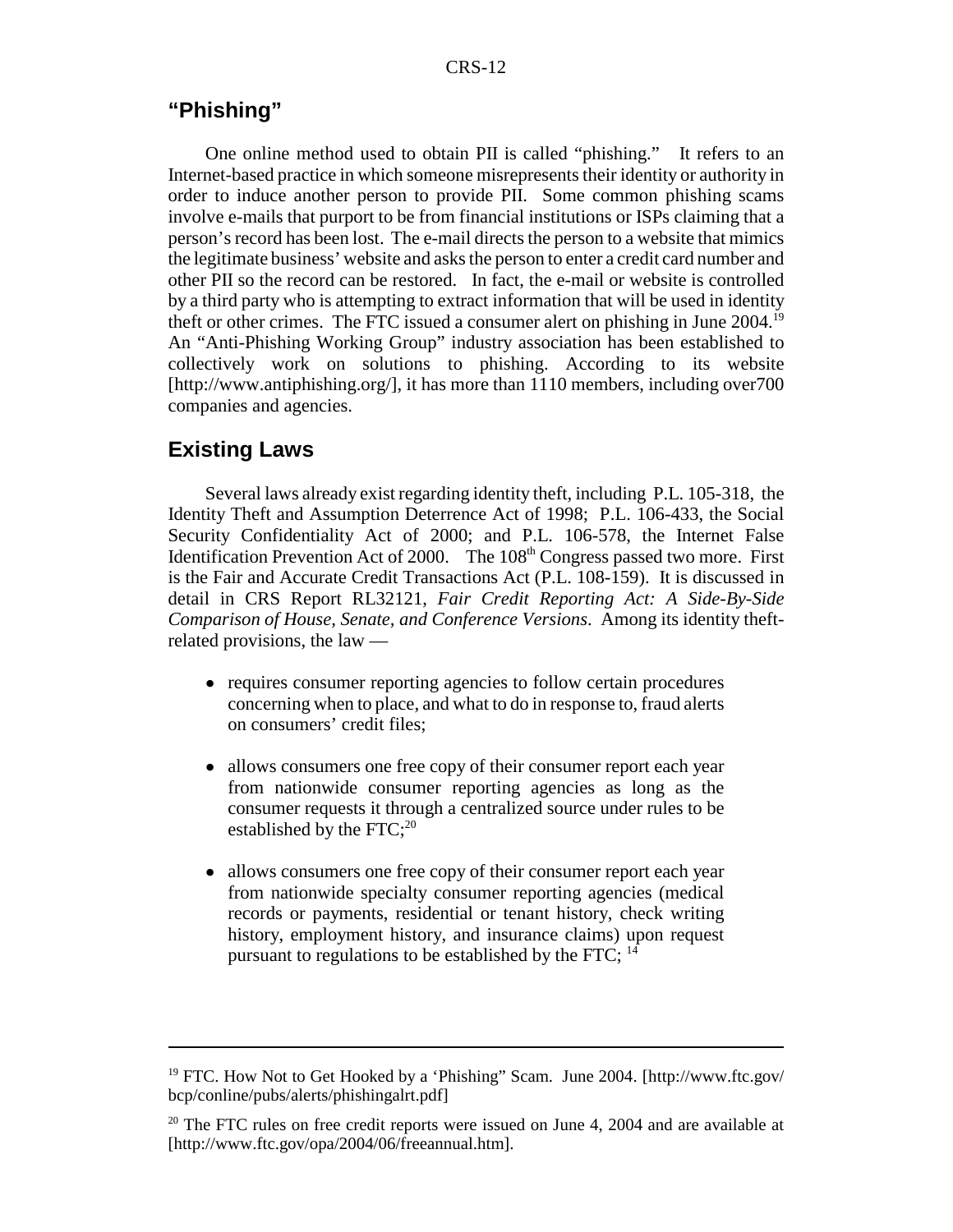## "Phishing"

One online method used to obtain PII is called "phishing." It refers to an Internet-based practice in which someone misrepresents their identity or authority in order to induce another person to provide PII. Some common phishing scams involve e-mails that purport to be from financial institutions or ISPs claiming that a person's record has been lost. The e-mail directs the person to a website that mimics the legitimate business' website and asks the person to enter a credit card number and other PII so the record can be restored. In fact, the e-mail or website is controlled by a third party who is attempting to extract information that will be used in identity theft or other crimes. The FTC issued a consumer alert on phishing in June 2004.[19] An "Anti-Phishing Working Group" industry association has been established to collectively work on solutions to phishing. According to its website [http://www.antiphishing.org/], it has more than 1110 members, including over700 companies and agencies.

## Existing Laws

Several laws already exist regarding identity theft, including P.L. 105-318, the Identity Theft and Assumption Deterrence Act of 1998; P.L. 106-433, the Social Security Confidentiality Act of 2000; and P.L. 106-578, the Internet False Identification Prevention Act of 2000. The 108th Congress passed two more. First is the Fair and Accurate Credit Transactions Act (P.L. 108-159). It is discussed in detail in CRS Report RL32121, *Fair Credit Reporting Act: A Side-By-Side Comparison of House, Senate, and Conference Versions*. Among its identity theft-related provisions, the law —

- requires consumer reporting agencies to follow certain procedures concerning when to place, and what to do in response to, fraud alerts on consumers' credit files;
- allows consumers one free copy of their consumer report each year from nationwide consumer reporting agencies as long as the consumer requests it through a centralized source under rules to be established by the FTC;[20]
- allows consumers one free copy of their consumer report each year from nationwide specialty consumer reporting agencies (medical records or payments, residential or tenant history, check writing history, employment history, and insurance claims) upon request pursuant to regulations to be established by the FTC; [14]

---

[19] FTC. How Not to Get Hooked by a 'Phishing" Scam. June 2004. [http://www.ftc.gov/bcp/conline/pubs/alerts/phishingalrt.pdf]

[20] The FTC rules on free credit reports were issued on June 4, 2004 and are available at [http://www.ftc.gov/opa/2004/06/freeannual.htm].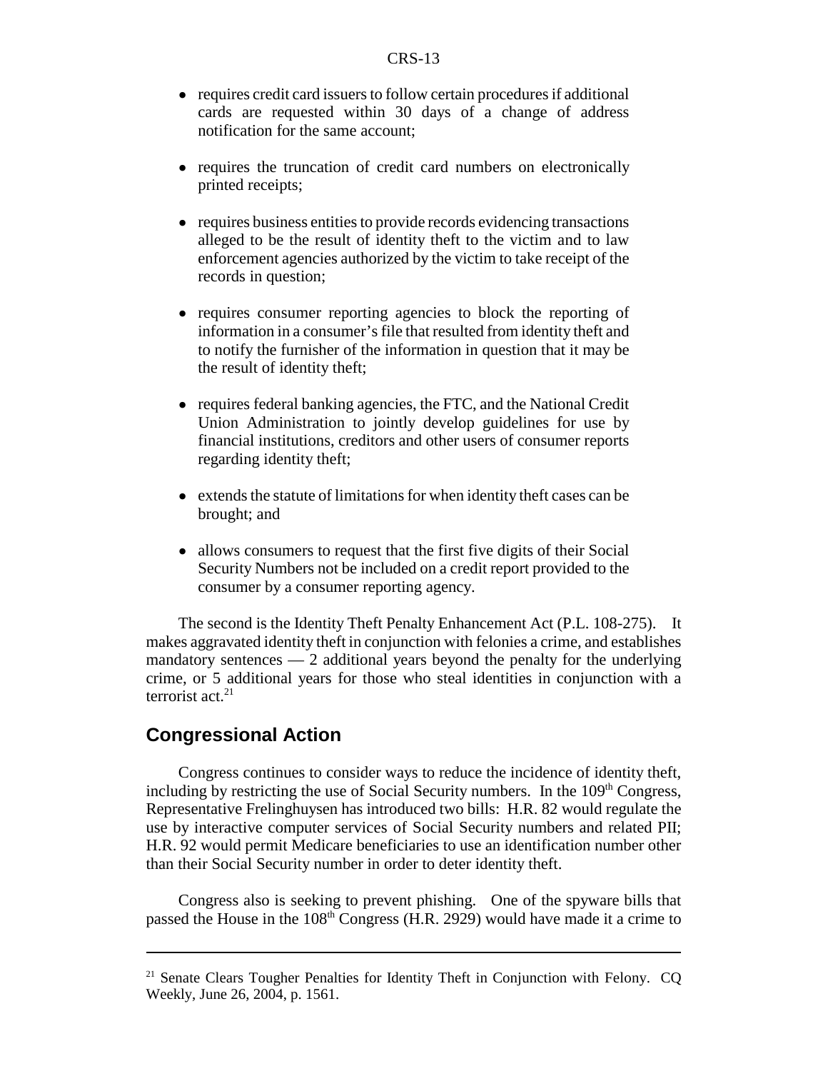- requires credit card issuers to follow certain procedures if additional cards are requested within 30 days of a change of address notification for the same account;
- requires the truncation of credit card numbers on electronically printed receipts;
- requires business entities to provide records evidencing transactions alleged to be the result of identity theft to the victim and to law enforcement agencies authorized by the victim to take receipt of the records in question;
- requires consumer reporting agencies to block the reporting of information in a consumer's file that resulted from identity theft and to notify the furnisher of the information in question that it may be the result of identity theft;
- requires federal banking agencies, the FTC, and the National Credit Union Administration to jointly develop guidelines for use by financial institutions, creditors and other users of consumer reports regarding identity theft;
- extends the statute of limitations for when identity theft cases can be brought; and
- allows consumers to request that the first five digits of their Social Security Numbers not be included on a credit report provided to the consumer by a consumer reporting agency.

The second is the Identity Theft Penalty Enhancement Act (P.L. 108-275). It makes aggravated identity theft in conjunction with felonies a crime, and establishes mandatory sentences — 2 additional years beyond the penalty for the underlying crime, or 5 additional years for those who steal identities in conjunction with a terrorist act.[21]

## Congressional Action

Congress continues to consider ways to reduce the incidence of identity theft, including by restricting the use of Social Security numbers. In the 109th Congress, Representative Frelinghuysen has introduced two bills: H.R. 82 would regulate the use by interactive computer services of Social Security numbers and related PII; H.R. 92 would permit Medicare beneficiaries to use an identification number other than their Social Security number in order to deter identity theft.

Congress also is seeking to prevent phishing. One of the spyware bills that passed the House in the 108th Congress (H.R. 2929) would have made it a crime to

---

[21] Senate Clears Tougher Penalties for Identity Theft in Conjunction with Felony. CQ Weekly, June 26, 2004, p. 1561.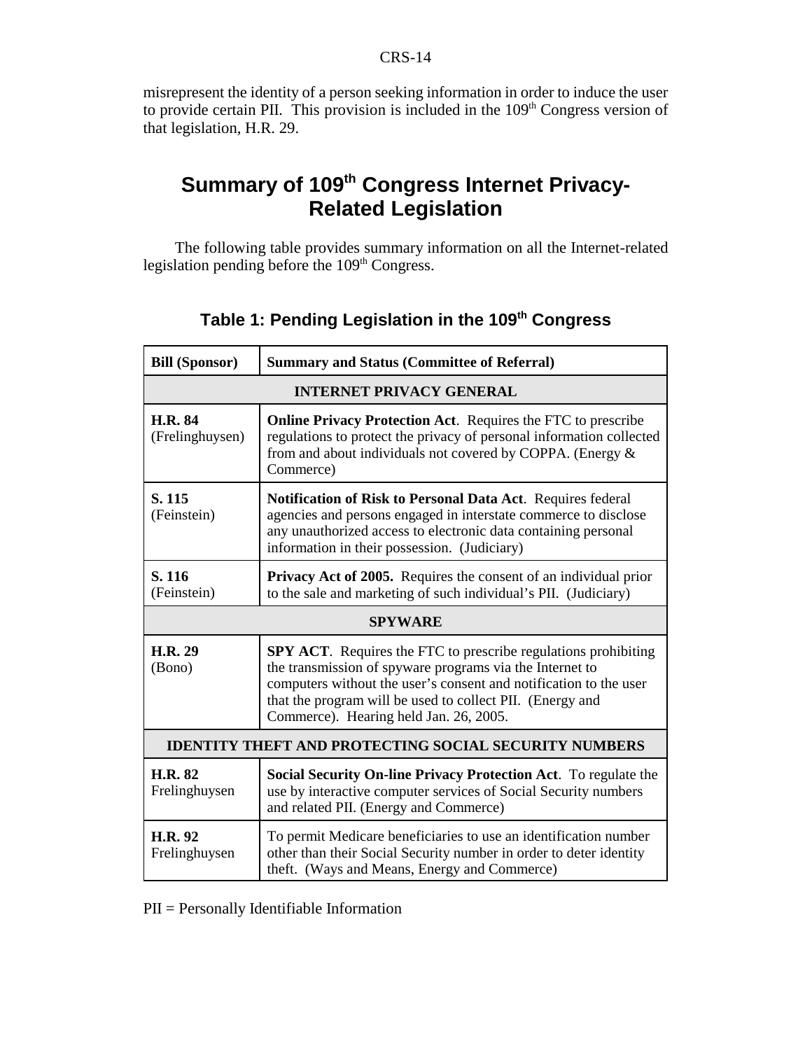misrepresent the identity of a person seeking information in order to induce the user to provide certain PII. This provision is included in the 109th Congress version of that legislation, H.R. 29.

## Summary of 109th Congress Internet Privacy-Related Legislation

The following table provides summary information on all the Internet-related legislation pending before the 109th Congress.

### Table 1: Pending Legislation in the 109th Congress

| Bill (Sponsor) | Summary and Status (Committee of Referral) |
|---|---|
| **INTERNET PRIVACY GENERAL** | |
| **H.R. 84** (Frelinghuysen) | **Online Privacy Protection Act**. Requires the FTC to prescribe regulations to protect the privacy of personal information collected from and about individuals not covered by COPPA. (Energy & Commerce) |
| **S. 115** (Feinstein) | **Notification of Risk to Personal Data Act**. Requires federal agencies and persons engaged in interstate commerce to disclose any unauthorized access to electronic data containing personal information in their possession. (Judiciary) |
| **S. 116** (Feinstein) | **Privacy Act of 2005.** Requires the consent of an individual prior to the sale and marketing of such individual's PII. (Judiciary) |
| **SPYWARE** | |
| **H.R. 29** (Bono) | **SPY ACT**. Requires the FTC to prescribe regulations prohibiting the transmission of spyware programs via the Internet to computers without the user's consent and notification to the user that the program will be used to collect PII. (Energy and Commerce). Hearing held Jan. 26, 2005. |
| **IDENTITY THEFT AND PROTECTING SOCIAL SECURITY NUMBERS** | |
| **H.R. 82** Frelinghuysen | **Social Security On-line Privacy Protection Act**. To regulate the use by interactive computer services of Social Security numbers and related PII. (Energy and Commerce) |
| **H.R. 92** Frelinghuysen | To permit Medicare beneficiaries to use an identification number other than their Social Security number in order to deter identity theft. (Ways and Means, Energy and Commerce) |

PII = Personally Identifiable Information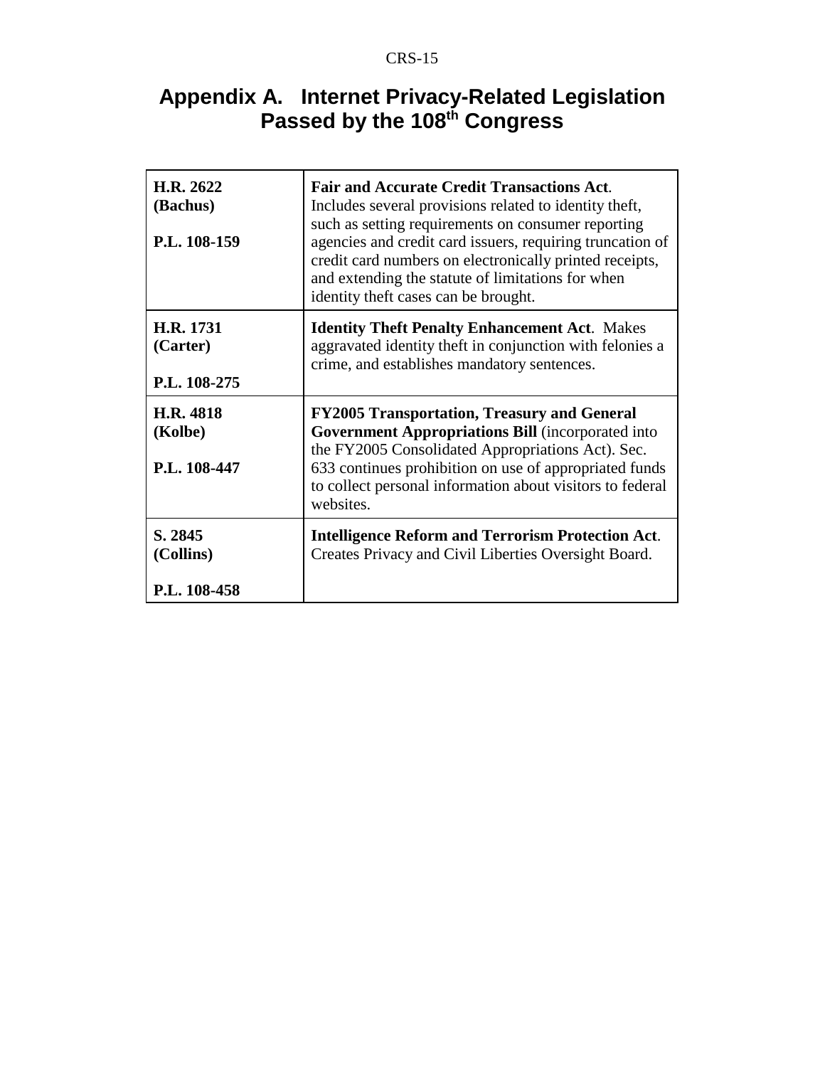# Appendix A. Internet Privacy-Related Legislation Passed by the 108th Congress

| | |
|---|---|
| **H.R. 2622 (Bachus)**<br><br>**P.L. 108-159** | **Fair and Accurate Credit Transactions Act**. Includes several provisions related to identity theft, such as setting requirements on consumer reporting agencies and credit card issuers, requiring truncation of credit card numbers on electronically printed receipts, and extending the statute of limitations for when identity theft cases can be brought. |
| **H.R. 1731 (Carter)**<br><br>**P.L. 108-275** | **Identity Theft Penalty Enhancement Act**. Makes aggravated identity theft in conjunction with felonies a crime, and establishes mandatory sentences. |
| **H.R. 4818 (Kolbe)**<br><br>**P.L. 108-447** | **FY2005 Transportation, Treasury and General Government Appropriations Bill** (incorporated into the FY2005 Consolidated Appropriations Act). Sec. 633 continues prohibition on use of appropriated funds to collect personal information about visitors to federal websites. |
| **S. 2845 (Collins)**<br><br>**P.L. 108-458** | **Intelligence Reform and Terrorism Protection Act**. Creates Privacy and Civil Liberties Oversight Board. |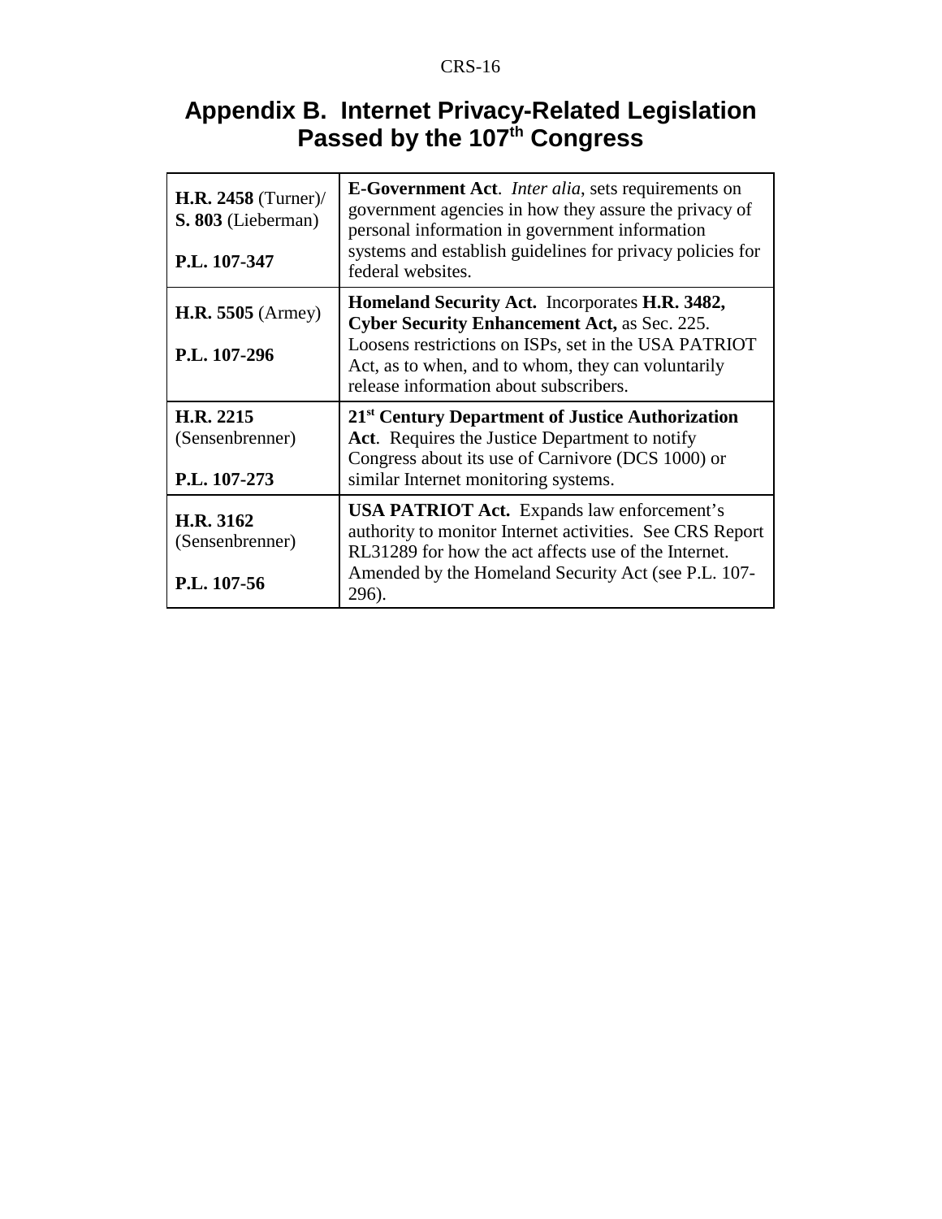# Appendix B. Internet Privacy-Related Legislation Passed by the 107th Congress

| | |
|---|---|
| **H.R. 2458** (Turner)/ **S. 803** (Lieberman)<br><br>**P.L. 107-347** | **E-Government Act**. *Inter alia*, sets requirements on government agencies in how they assure the privacy of personal information in government information systems and establish guidelines for privacy policies for federal websites. |
| **H.R. 5505** (Armey)<br><br>**P.L. 107-296** | **Homeland Security Act.** Incorporates **H.R. 3482, Cyber Security Enhancement Act,** as Sec. 225. Loosens restrictions on ISPs, set in the USA PATRIOT Act, as to when, and to whom, they can voluntarily release information about subscribers. |
| **H.R. 2215** (Sensenbrenner)<br><br>**P.L. 107-273** | **21st Century Department of Justice Authorization Act**. Requires the Justice Department to notify Congress about its use of Carnivore (DCS 1000) or similar Internet monitoring systems. |
| **H.R. 3162** (Sensenbrenner)<br><br>**P.L. 107-56** | **USA PATRIOT Act.** Expands law enforcement's authority to monitor Internet activities. See CRS Report RL31289 for how the act affects use of the Internet. Amended by the Homeland Security Act (see P.L. 107-296). |